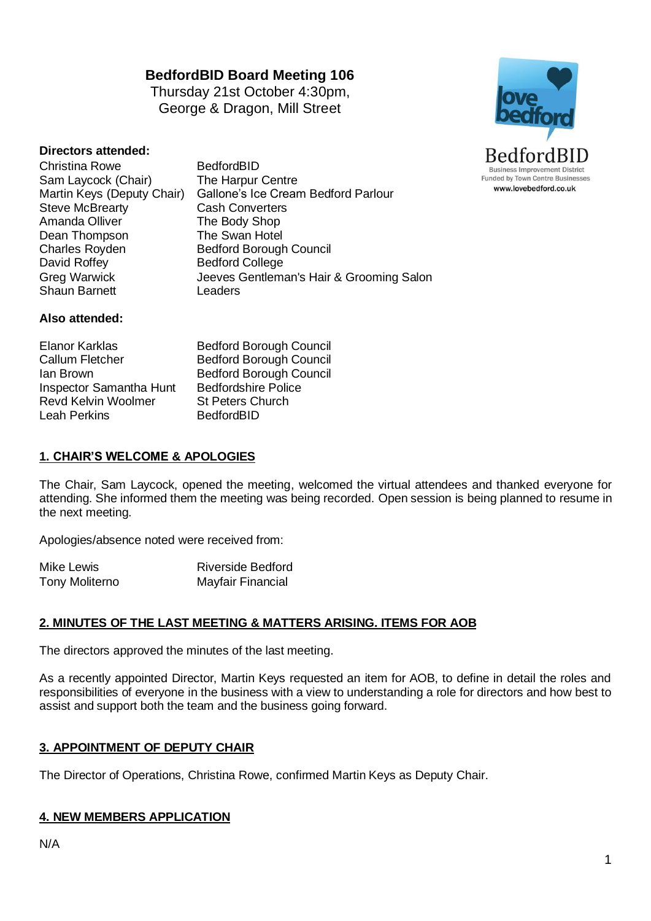# BedfordBID Board Meeting 106

Thursday 21st October 4:30pm,
George & Dragon, Mill Street

BedfordBID
Business Improvement District
Funded by Town Centre Businesses
www.lovebedford.co.uk

**Directors attended:**

| | |
|---|---|
| Christina Rowe | BedfordBID |
| Sam Laycock (Chair) | The Harpur Centre |
| Martin Keys (Deputy Chair) | Gallone's Ice Cream Bedford Parlour |
| Steve McBrearty | Cash Converters |
| Amanda Olliver | The Body Shop |
| Dean Thompson | The Swan Hotel |
| Charles Royden | Bedford Borough Council |
| David Roffey | Bedford College |
| Greg Warwick | Jeeves Gentleman's Hair & Grooming Salon |
| Shaun Barnett | Leaders |

**Also attended:**

| | |
|---|---|
| Elanor Karklas | Bedford Borough Council |
| Callum Fletcher | Bedford Borough Council |
| Ian Brown | Bedford Borough Council |
| Inspector Samantha Hunt | Bedfordshire Police |
| Revd Kelvin Woolmer | St Peters Church |
| Leah Perkins | BedfordBID |

## 1. CHAIR'S WELCOME & APOLOGIES

The Chair, Sam Laycock, opened the meeting, welcomed the virtual attendees and thanked everyone for attending. She informed them the meeting was being recorded. Open session is being planned to resume in the next meeting.

Apologies/absence noted were received from:

| | |
|---|---|
| Mike Lewis | Riverside Bedford |
| Tony Moliterno | Mayfair Financial |

## 2. MINUTES OF THE LAST MEETING & MATTERS ARISING. ITEMS FOR AOB

The directors approved the minutes of the last meeting.

As a recently appointed Director, Martin Keys requested an item for AOB, to define in detail the roles and responsibilities of everyone in the business with a view to understanding a role for directors and how best to assist and support both the team and the business going forward.

## 3. APPOINTMENT OF DEPUTY CHAIR

The Director of Operations, Christina Rowe, confirmed Martin Keys as Deputy Chair.

## 4. NEW MEMBERS APPLICATION

N/A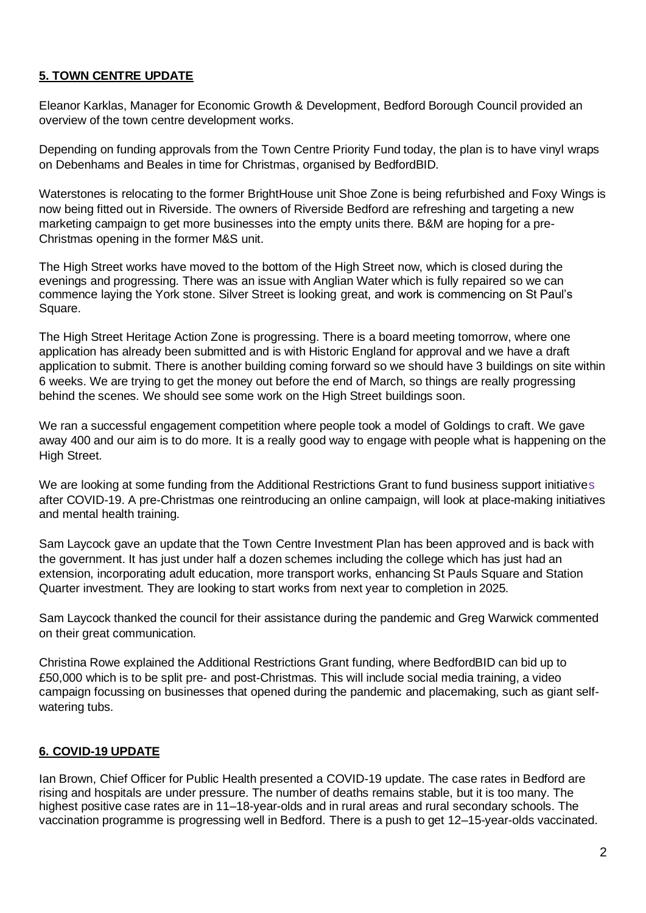**5. TOWN CENTRE UPDATE**

Eleanor Karklas, Manager for Economic Growth & Development, Bedford Borough Council provided an overview of the town centre development works.

Depending on funding approvals from the Town Centre Priority Fund today, the plan is to have vinyl wraps on Debenhams and Beales in time for Christmas, organised by BedfordBID.

Waterstones is relocating to the former BrightHouse unit Shoe Zone is being refurbished and Foxy Wings is now being fitted out in Riverside. The owners of Riverside Bedford are refreshing and targeting a new marketing campaign to get more businesses into the empty units there. B&M are hoping for a pre-Christmas opening in the former M&S unit.

The High Street works have moved to the bottom of the High Street now, which is closed during the evenings and progressing. There was an issue with Anglian Water which is fully repaired so we can commence laying the York stone. Silver Street is looking great, and work is commencing on St Paul's Square.

The High Street Heritage Action Zone is progressing. There is a board meeting tomorrow, where one application has already been submitted and is with Historic England for approval and we have a draft application to submit. There is another building coming forward so we should have 3 buildings on site within 6 weeks. We are trying to get the money out before the end of March, so things are really progressing behind the scenes. We should see some work on the High Street buildings soon.

We ran a successful engagement competition where people took a model of Goldings to craft. We gave away 400 and our aim is to do more. It is a really good way to engage with people what is happening on the High Street.

We are looking at some funding from the Additional Restrictions Grant to fund business support initiatives after COVID-19. A pre-Christmas one reintroducing an online campaign, will look at place-making initiatives and mental health training.

Sam Laycock gave an update that the Town Centre Investment Plan has been approved and is back with the government. It has just under half a dozen schemes including the college which has just had an extension, incorporating adult education, more transport works, enhancing St Pauls Square and Station Quarter investment. They are looking to start works from next year to completion in 2025.

Sam Laycock thanked the council for their assistance during the pandemic and Greg Warwick commented on their great communication.

Christina Rowe explained the Additional Restrictions Grant funding, where BedfordBID can bid up to £50,000 which is to be split pre- and post-Christmas. This will include social media training, a video campaign focussing on businesses that opened during the pandemic and placemaking, such as giant self-watering tubs.

**6. COVID-19 UPDATE**

Ian Brown, Chief Officer for Public Health presented a COVID-19 update. The case rates in Bedford are rising and hospitals are under pressure. The number of deaths remains stable, but it is too many. The highest positive case rates are in 11–18-year-olds and in rural areas and rural secondary schools. The vaccination programme is progressing well in Bedford. There is a push to get 12–15-year-olds vaccinated.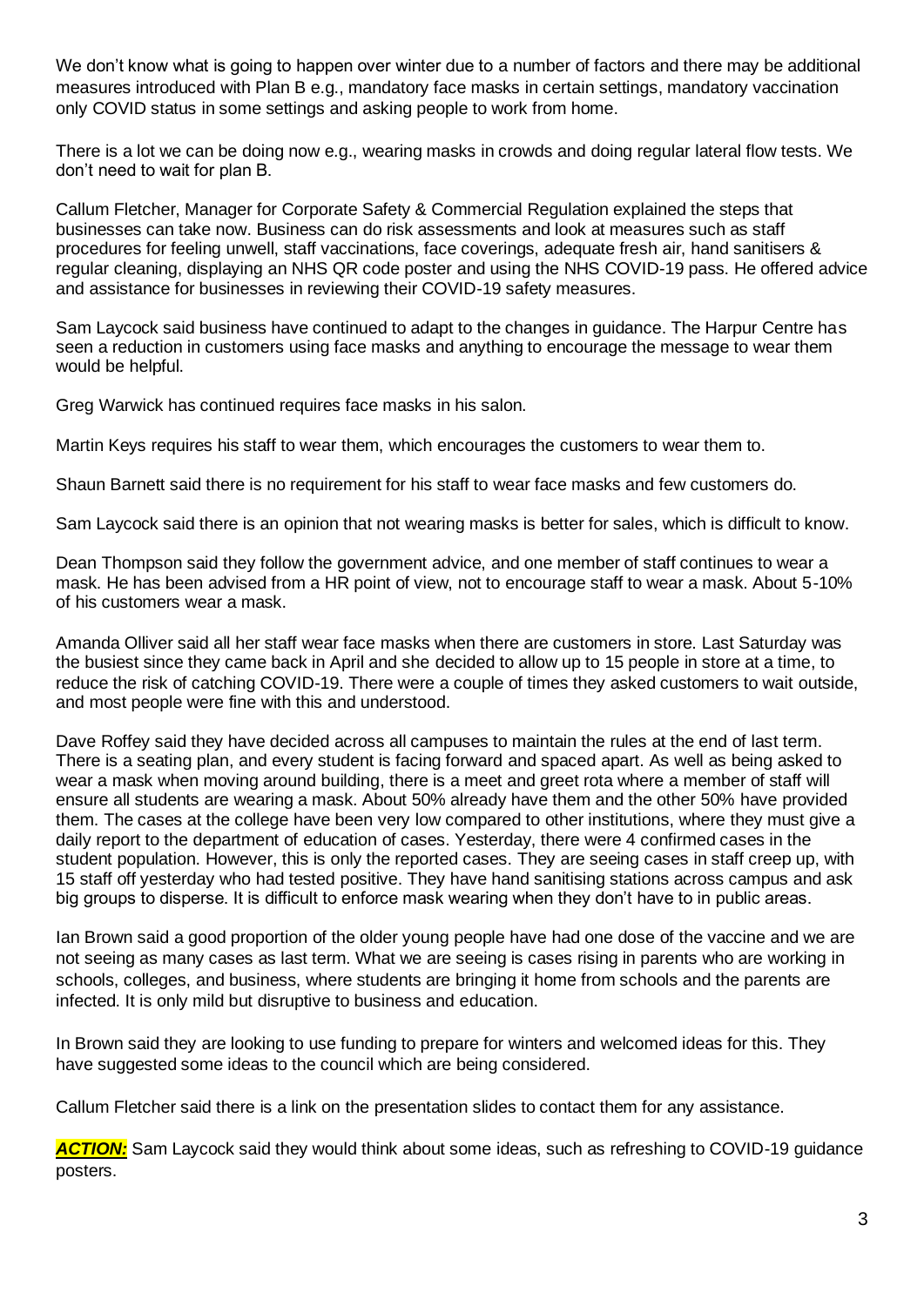We don't know what is going to happen over winter due to a number of factors and there may be additional measures introduced with Plan B e.g., mandatory face masks in certain settings, mandatory vaccination only COVID status in some settings and asking people to work from home.

There is a lot we can be doing now e.g., wearing masks in crowds and doing regular lateral flow tests. We don't need to wait for plan B.

Callum Fletcher, Manager for Corporate Safety & Commercial Regulation explained the steps that businesses can take now. Business can do risk assessments and look at measures such as staff procedures for feeling unwell, staff vaccinations, face coverings, adequate fresh air, hand sanitisers & regular cleaning, displaying an NHS QR code poster and using the NHS COVID-19 pass. He offered advice and assistance for businesses in reviewing their COVID-19 safety measures.

Sam Laycock said business have continued to adapt to the changes in guidance. The Harpur Centre has seen a reduction in customers using face masks and anything to encourage the message to wear them would be helpful.

Greg Warwick has continued requires face masks in his salon.

Martin Keys requires his staff to wear them, which encourages the customers to wear them to.

Shaun Barnett said there is no requirement for his staff to wear face masks and few customers do.

Sam Laycock said there is an opinion that not wearing masks is better for sales, which is difficult to know.

Dean Thompson said they follow the government advice, and one member of staff continues to wear a mask. He has been advised from a HR point of view, not to encourage staff to wear a mask. About 5-10% of his customers wear a mask.

Amanda Olliver said all her staff wear face masks when there are customers in store. Last Saturday was the busiest since they came back in April and she decided to allow up to 15 people in store at a time, to reduce the risk of catching COVID-19. There were a couple of times they asked customers to wait outside, and most people were fine with this and understood.

Dave Roffey said they have decided across all campuses to maintain the rules at the end of last term. There is a seating plan, and every student is facing forward and spaced apart. As well as being asked to wear a mask when moving around building, there is a meet and greet rota where a member of staff will ensure all students are wearing a mask. About 50% already have them and the other 50% have provided them. The cases at the college have been very low compared to other institutions, where they must give a daily report to the department of education of cases. Yesterday, there were 4 confirmed cases in the student population. However, this is only the reported cases. They are seeing cases in staff creep up, with 15 staff off yesterday who had tested positive. They have hand sanitising stations across campus and ask big groups to disperse. It is difficult to enforce mask wearing when they don't have to in public areas.

Ian Brown said a good proportion of the older young people have had one dose of the vaccine and we are not seeing as many cases as last term. What we are seeing is cases rising in parents who are working in schools, colleges, and business, where students are bringing it home from schools and the parents are infected. It is only mild but disruptive to business and education.

In Brown said they are looking to use funding to prepare for winters and welcomed ideas for this. They have suggested some ideas to the council which are being considered.

Callum Fletcher said there is a link on the presentation slides to contact them for any assistance.

***ACTION:*** Sam Laycock said they would think about some ideas, such as refreshing to COVID-19 guidance posters.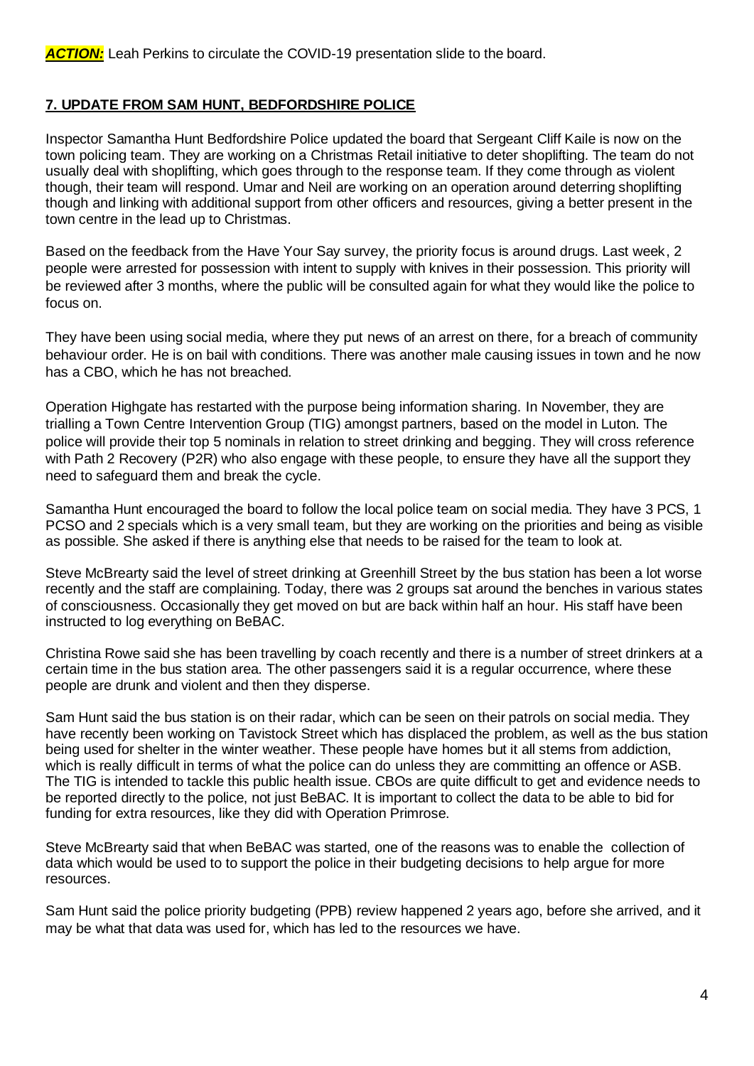***ACTION:*** Leah Perkins to circulate the COVID-19 presentation slide to the board.

## 7. UPDATE FROM SAM HUNT, BEDFORDSHIRE POLICE

Inspector Samantha Hunt Bedfordshire Police updated the board that Sergeant Cliff Kaile is now on the town policing team. They are working on a Christmas Retail initiative to deter shoplifting. The team do not usually deal with shoplifting, which goes through to the response team. If they come through as violent though, their team will respond. Umar and Neil are working on an operation around deterring shoplifting though and linking with additional support from other officers and resources, giving a better present in the town centre in the lead up to Christmas.

Based on the feedback from the Have Your Say survey, the priority focus is around drugs. Last week, 2 people were arrested for possession with intent to supply with knives in their possession. This priority will be reviewed after 3 months, where the public will be consulted again for what they would like the police to focus on.

They have been using social media, where they put news of an arrest on there, for a breach of community behaviour order. He is on bail with conditions. There was another male causing issues in town and he now has a CBO, which he has not breached.

Operation Highgate has restarted with the purpose being information sharing. In November, they are trialling a Town Centre Intervention Group (TIG) amongst partners, based on the model in Luton. The police will provide their top 5 nominals in relation to street drinking and begging. They will cross reference with Path 2 Recovery (P2R) who also engage with these people, to ensure they have all the support they need to safeguard them and break the cycle.

Samantha Hunt encouraged the board to follow the local police team on social media. They have 3 PCS, 1 PCSO and 2 specials which is a very small team, but they are working on the priorities and being as visible as possible. She asked if there is anything else that needs to be raised for the team to look at.

Steve McBrearty said the level of street drinking at Greenhill Street by the bus station has been a lot worse recently and the staff are complaining. Today, there was 2 groups sat around the benches in various states of consciousness. Occasionally they get moved on but are back within half an hour. His staff have been instructed to log everything on BeBAC.

Christina Rowe said she has been travelling by coach recently and there is a number of street drinkers at a certain time in the bus station area. The other passengers said it is a regular occurrence, where these people are drunk and violent and then they disperse.

Sam Hunt said the bus station is on their radar, which can be seen on their patrols on social media. They have recently been working on Tavistock Street which has displaced the problem, as well as the bus station being used for shelter in the winter weather. These people have homes but it all stems from addiction, which is really difficult in terms of what the police can do unless they are committing an offence or ASB. The TIG is intended to tackle this public health issue. CBOs are quite difficult to get and evidence needs to be reported directly to the police, not just BeBAC. It is important to collect the data to be able to bid for funding for extra resources, like they did with Operation Primrose.

Steve McBrearty said that when BeBAC was started, one of the reasons was to enable the collection of data which would be used to to support the police in their budgeting decisions to help argue for more resources.

Sam Hunt said the police priority budgeting (PPB) review happened 2 years ago, before she arrived, and it may be what that data was used for, which has led to the resources we have.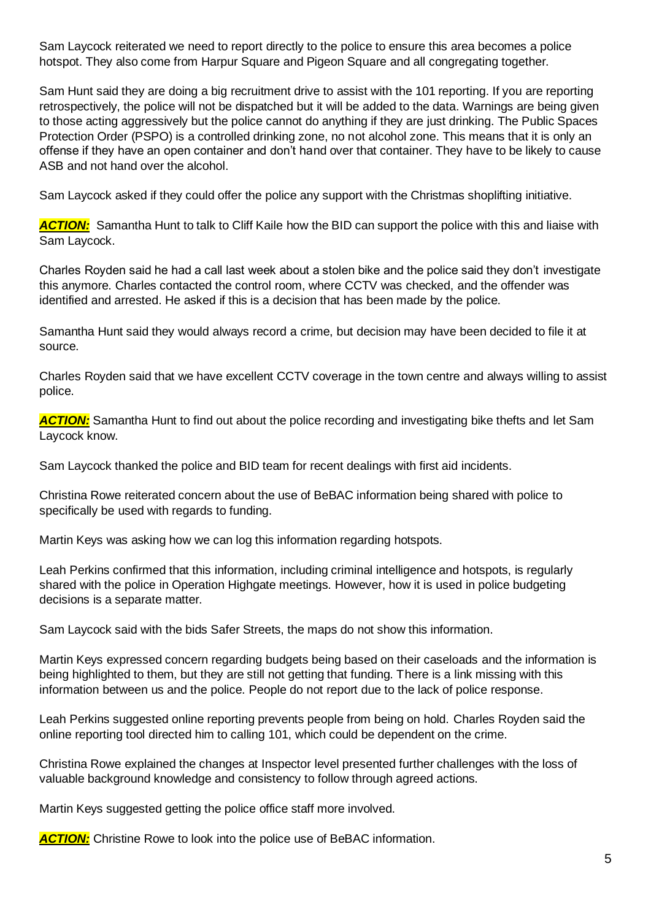Sam Laycock reiterated we need to report directly to the police to ensure this area becomes a police hotspot. They also come from Harpur Square and Pigeon Square and all congregating together.

Sam Hunt said they are doing a big recruitment drive to assist with the 101 reporting. If you are reporting retrospectively, the police will not be dispatched but it will be added to the data. Warnings are being given to those acting aggressively but the police cannot do anything if they are just drinking. The Public Spaces Protection Order (PSPO) is a controlled drinking zone, no not alcohol zone. This means that it is only an offense if they have an open container and don't hand over that container. They have to be likely to cause ASB and not hand over the alcohol.

Sam Laycock asked if they could offer the police any support with the Christmas shoplifting initiative.

***ACTION:*** Samantha Hunt to talk to Cliff Kaile how the BID can support the police with this and liaise with Sam Laycock.

Charles Royden said he had a call last week about a stolen bike and the police said they don't investigate this anymore. Charles contacted the control room, where CCTV was checked, and the offender was identified and arrested. He asked if this is a decision that has been made by the police.

Samantha Hunt said they would always record a crime, but decision may have been decided to file it at source.

Charles Royden said that we have excellent CCTV coverage in the town centre and always willing to assist police.

***ACTION:*** Samantha Hunt to find out about the police recording and investigating bike thefts and let Sam Laycock know.

Sam Laycock thanked the police and BID team for recent dealings with first aid incidents.

Christina Rowe reiterated concern about the use of BeBAC information being shared with police to specifically be used with regards to funding.

Martin Keys was asking how we can log this information regarding hotspots.

Leah Perkins confirmed that this information, including criminal intelligence and hotspots, is regularly shared with the police in Operation Highgate meetings. However, how it is used in police budgeting decisions is a separate matter.

Sam Laycock said with the bids Safer Streets, the maps do not show this information.

Martin Keys expressed concern regarding budgets being based on their caseloads and the information is being highlighted to them, but they are still not getting that funding. There is a link missing with this information between us and the police. People do not report due to the lack of police response.

Leah Perkins suggested online reporting prevents people from being on hold. Charles Royden said the online reporting tool directed him to calling 101, which could be dependent on the crime.

Christina Rowe explained the changes at Inspector level presented further challenges with the loss of valuable background knowledge and consistency to follow through agreed actions.

Martin Keys suggested getting the police office staff more involved.

***ACTION:*** Christine Rowe to look into the police use of BeBAC information.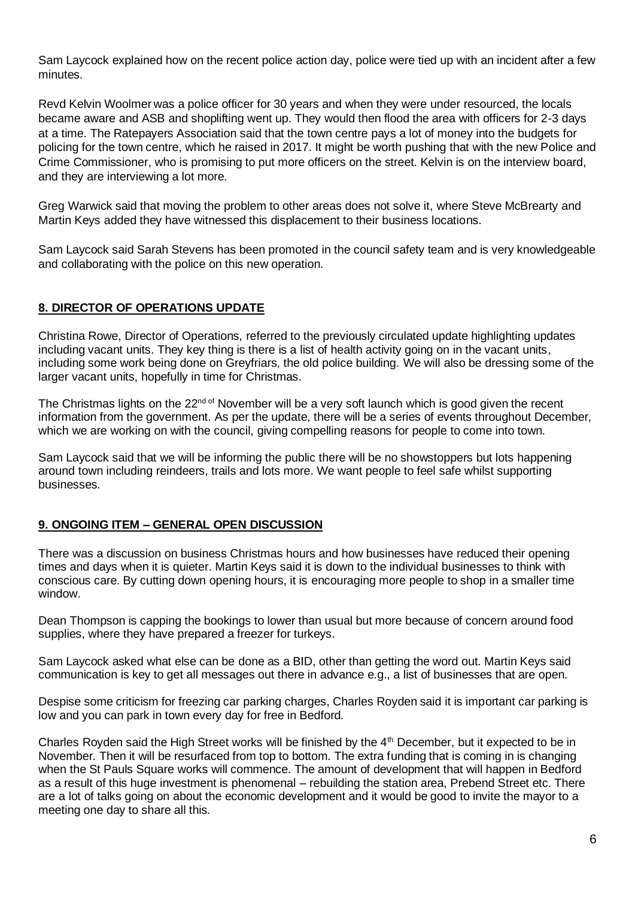Sam Laycock explained how on the recent police action day, police were tied up with an incident after a few minutes.

Revd Kelvin Woolmer was a police officer for 30 years and when they were under resourced, the locals became aware and ASB and shoplifting went up. They would then flood the area with officers for 2-3 days at a time. The Ratepayers Association said that the town centre pays a lot of money into the budgets for policing for the town centre, which he raised in 2017. It might be worth pushing that with the new Police and Crime Commissioner, who is promising to put more officers on the street. Kelvin is on the interview board, and they are interviewing a lot more.

Greg Warwick said that moving the problem to other areas does not solve it, where Steve McBrearty and Martin Keys added they have witnessed this displacement to their business locations.

Sam Laycock said Sarah Stevens has been promoted in the council safety team and is very knowledgeable and collaborating with the police on this new operation.

## 8. DIRECTOR OF OPERATIONS UPDATE

Christina Rowe, Director of Operations, referred to the previously circulated update highlighting updates including vacant units. They key thing is there is a list of health activity going on in the vacant units, including some work being done on Greyfriars, the old police building. We will also be dressing some of the larger vacant units, hopefully in time for Christmas.

The Christmas lights on the 22nd of November will be a very soft launch which is good given the recent information from the government. As per the update, there will be a series of events throughout December, which we are working on with the council, giving compelling reasons for people to come into town.

Sam Laycock said that we will be informing the public there will be no showstoppers but lots happening around town including reindeers, trails and lots more. We want people to feel safe whilst supporting businesses.

## 9. ONGOING ITEM – GENERAL OPEN DISCUSSION

There was a discussion on business Christmas hours and how businesses have reduced their opening times and days when it is quieter. Martin Keys said it is down to the individual businesses to think with conscious care. By cutting down opening hours, it is encouraging more people to shop in a smaller time window.

Dean Thompson is capping the bookings to lower than usual but more because of concern around food supplies, where they have prepared a freezer for turkeys.

Sam Laycock asked what else can be done as a BID, other than getting the word out. Martin Keys said communication is key to get all messages out there in advance e.g., a list of businesses that are open.

Despise some criticism for freezing car parking charges, Charles Royden said it is important car parking is low and you can park in town every day for free in Bedford.

Charles Royden said the High Street works will be finished by the 4th December, but it expected to be in November. Then it will be resurfaced from top to bottom. The extra funding that is coming in is changing when the St Pauls Square works will commence. The amount of development that will happen in Bedford as a result of this huge investment is phenomenal – rebuilding the station area, Prebend Street etc. There are a lot of talks going on about the economic development and it would be good to invite the mayor to a meeting one day to share all this.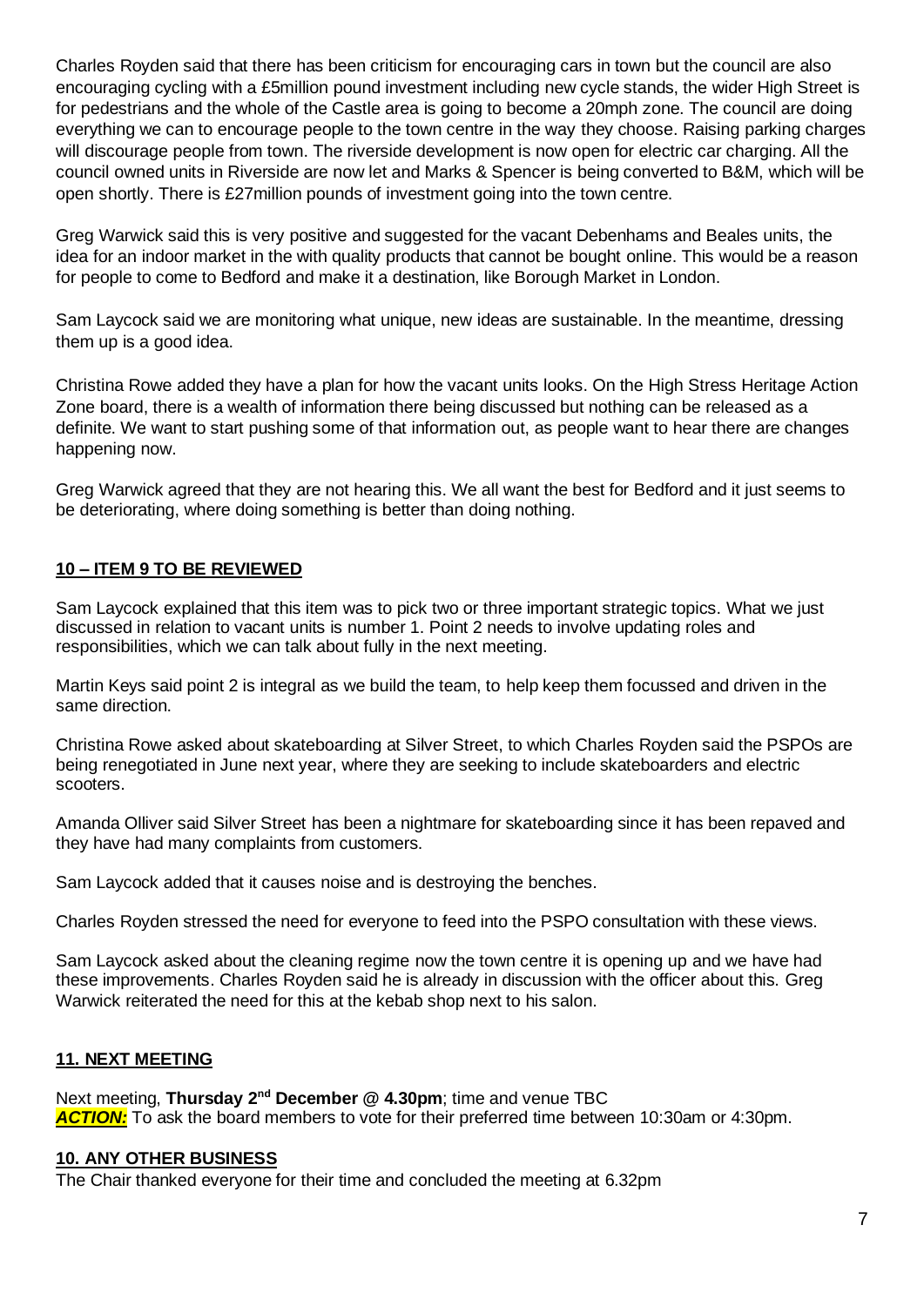Charles Royden said that there has been criticism for encouraging cars in town but the council are also encouraging cycling with a £5million pound investment including new cycle stands, the wider High Street is for pedestrians and the whole of the Castle area is going to become a 20mph zone. The council are doing everything we can to encourage people to the town centre in the way they choose. Raising parking charges will discourage people from town. The riverside development is now open for electric car charging. All the council owned units in Riverside are now let and Marks & Spencer is being converted to B&M, which will be open shortly. There is £27million pounds of investment going into the town centre.

Greg Warwick said this is very positive and suggested for the vacant Debenhams and Beales units, the idea for an indoor market in the with quality products that cannot be bought online. This would be a reason for people to come to Bedford and make it a destination, like Borough Market in London.

Sam Laycock said we are monitoring what unique, new ideas are sustainable. In the meantime, dressing them up is a good idea.

Christina Rowe added they have a plan for how the vacant units looks. On the High Stress Heritage Action Zone board, there is a wealth of information there being discussed but nothing can be released as a definite. We want to start pushing some of that information out, as people want to hear there are changes happening now.

Greg Warwick agreed that they are not hearing this. We all want the best for Bedford and it just seems to be deteriorating, where doing something is better than doing nothing.

## 10 – ITEM 9 TO BE REVIEWED

Sam Laycock explained that this item was to pick two or three important strategic topics. What we just discussed in relation to vacant units is number 1. Point 2 needs to involve updating roles and responsibilities, which we can talk about fully in the next meeting.

Martin Keys said point 2 is integral as we build the team, to help keep them focussed and driven in the same direction.

Christina Rowe asked about skateboarding at Silver Street, to which Charles Royden said the PSPOs are being renegotiated in June next year, where they are seeking to include skateboarders and electric scooters.

Amanda Olliver said Silver Street has been a nightmare for skateboarding since it has been repaved and they have had many complaints from customers.

Sam Laycock added that it causes noise and is destroying the benches.

Charles Royden stressed the need for everyone to feed into the PSPO consultation with these views.

Sam Laycock asked about the cleaning regime now the town centre it is opening up and we have had these improvements. Charles Royden said he is already in discussion with the officer about this. Greg Warwick reiterated the need for this at the kebab shop next to his salon.

## 11. NEXT MEETING

Next meeting, **Thursday 2nd December @ 4.30pm**; time and venue TBC
***ACTION:*** To ask the board members to vote for their preferred time between 10:30am or 4:30pm.

## 10. ANY OTHER BUSINESS

The Chair thanked everyone for their time and concluded the meeting at 6.32pm